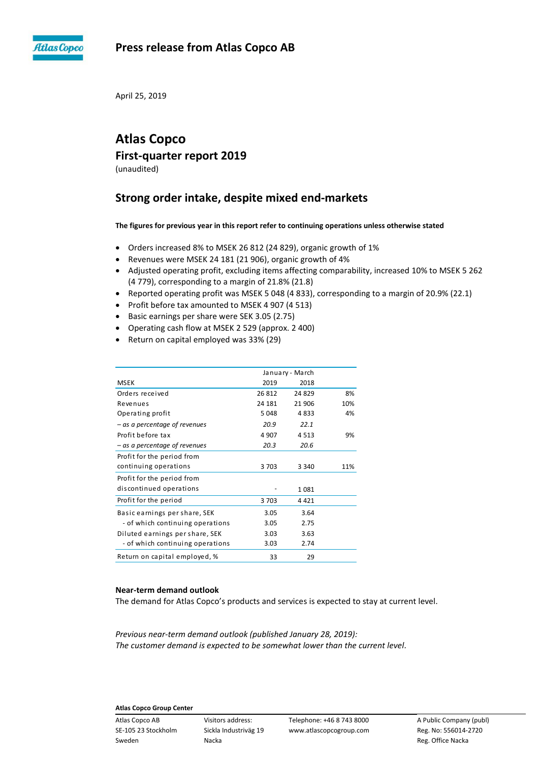# Press release from Atlas Copco AB

April 25, 2019

# Atlas Copco

## First-quarter report 2019

(unaudited)

## Strong order intake, despite mixed end-markets

**The figures for previous year in this report refer to continuing operations unless otherwise stated**

- Orders increased 8% to MSEK 26 812 (24 829), organic growth of 1%
- Revenues were MSEK 24 181 (21 906), organic growth of 4%
- Adjusted operating profit, excluding items affecting comparability, increased 10% to MSEK 5 262 (4 779), corresponding to a margin of 21.8% (21.8)
- Reported operating profit was MSEK 5 048 (4 833), corresponding to a margin of 20.9% (22.1)
- Profit before tax amounted to MSEK 4 907 (4 513)
- Basic earnings per share were SEK 3.05 (2.75)
- Operating cash flow at MSEK 2 529 (approx. 2 400)
- Return on capital employed was 33% (29)

| | January - March | | |
|---|---|---|---|
| MSEK | 2019 | 2018 | |
| Orders received | 26 812 | 24 829 | 8% |
| Revenues | 24 181 | 21 906 | 10% |
| Operating profit | 5 048 | 4 833 | 4% |
| *– as a percentage of revenues* | *20.9* | *22.1* | |
| Profit before tax | 4 907 | 4 513 | 9% |
| *– as a percentage of revenues* | *20.3* | *20.6* | |
| Profit for the period from continuing operations | 3 703 | 3 340 | 11% |
| Profit for the period from discontinued operations | - | 1 081 | |
| Profit for the period | 3 703 | 4 421 | |
| Basic earnings per share, SEK | 3.05 | 3.64 | |
| - of which continuing operations | 3.05 | 2.75 | |
| Diluted earnings per share, SEK | 3.03 | 3.63 | |
| - of which continuing operations | 3.03 | 2.74 | |
| Return on capital employed, % | 33 | 29 | |

**Near-term demand outlook**

The demand for Atlas Copco's products and services is expected to stay at current level.

*Previous near-term demand outlook (published January 28, 2019):*
*The customer demand is expected to be somewhat lower than the current level.*

**Atlas Copco Group Center**

Atlas Copco AB
SE-105 23 Stockholm
Sweden

Visitors address:
Sickla Industriväg 19
Nacka

Telephone: +46 8 743 8000
www.atlascopcogroup.com

A Public Company (publ)
Reg. No: 556014-2720
Reg. Office Nacka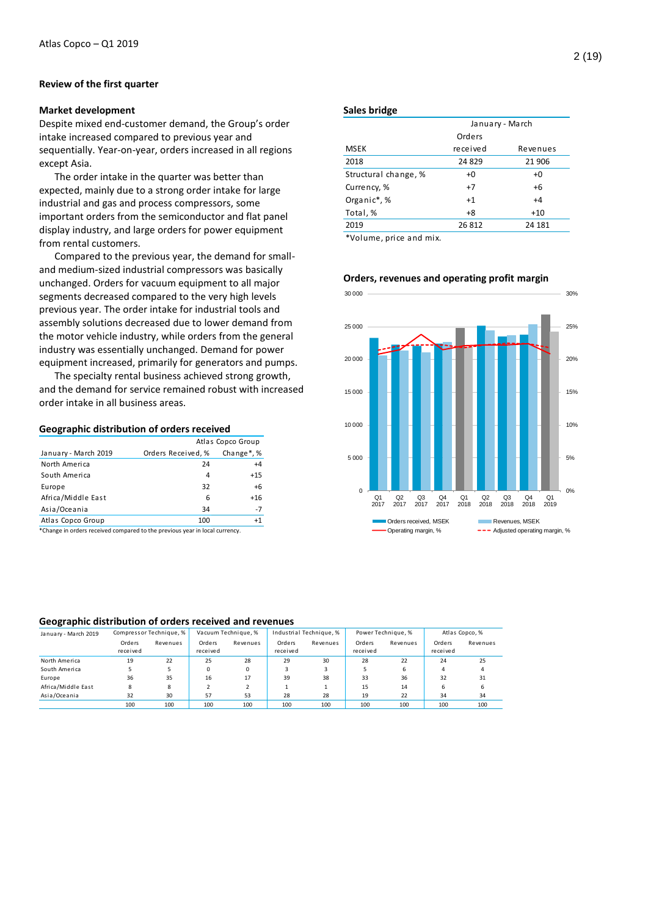## Review of the first quarter

### Market development

Despite mixed end-customer demand, the Group's order intake increased compared to previous year and sequentially. Year-on-year, orders increased in all regions except Asia.

The order intake in the quarter was better than expected, mainly due to a strong order intake for large industrial and gas and process compressors, some important orders from the semiconductor and flat panel display industry, and large orders for power equipment from rental customers.

Compared to the previous year, the demand for small- and medium-sized industrial compressors was basically unchanged. Orders for vacuum equipment to all major segments decreased compared to the very high levels previous year. The order intake for industrial tools and assembly solutions decreased due to lower demand from the motor vehicle industry, while orders from the general industry was essentially unchanged. Demand for power equipment increased, primarily for generators and pumps.

The specialty rental business achieved strong growth, and the demand for service remained robust with increased order intake in all business areas.

### Geographic distribution of orders received

| January - March 2019 | Atlas Copco Group | |
|---|---|---|
| | Orders Received, % | Change*, % |
| North America | 24 | +4 |
| South America | 4 | +15 |
| Europe | 32 | +6 |
| Africa/Middle East | 6 | +16 |
| Asia/Oceania | 34 | -7 |
| Atlas Copco Group | 100 | +1 |

*Change in orders received compared to the previous year in local currency.

### Sales bridge

| MSEK | January - March Orders received | Revenues |
|---|---|---|
| 2018 | 24 829 | 21 906 |
| Structural change, % | +0 | +0 |
| Currency, % | +7 | +6 |
| Organic*, % | +1 | +4 |
| Total, % | +8 | +10 |
| 2019 | 26 812 | 24 181 |

*Volume, price and mix.

### Orders, revenues and operating profit margin

Orders received, MSEK; Revenues, MSEK; Operating margin, %; Adjusted operating margin, %

### Geographic distribution of orders received and revenues

| January - March 2019 | Compressor Technique, % | | Vacuum Technique, % | | Industrial Technique, % | | Power Technique, % | | Atlas Copco, % | |
|---|---|---|---|---|---|---|---|---|---|---|
| | Orders received | Revenues | Orders received | Revenues | Orders received | Revenues | Orders received | Revenues | Orders received | Revenues |
| North America | 19 | 22 | 25 | 28 | 29 | 30 | 28 | 22 | 24 | 25 |
| South America | 5 | 5 | 0 | 0 | 3 | 3 | 5 | 6 | 4 | 4 |
| Europe | 36 | 35 | 16 | 17 | 39 | 38 | 33 | 36 | 32 | 31 |
| Africa/Middle East | 8 | 8 | 2 | 2 | 1 | 1 | 15 | 14 | 6 | 6 |
| Asia/Oceania | 32 | 30 | 57 | 53 | 28 | 28 | 19 | 22 | 34 | 34 |
| | 100 | 100 | 100 | 100 | 100 | 100 | 100 | 100 | 100 | 100 |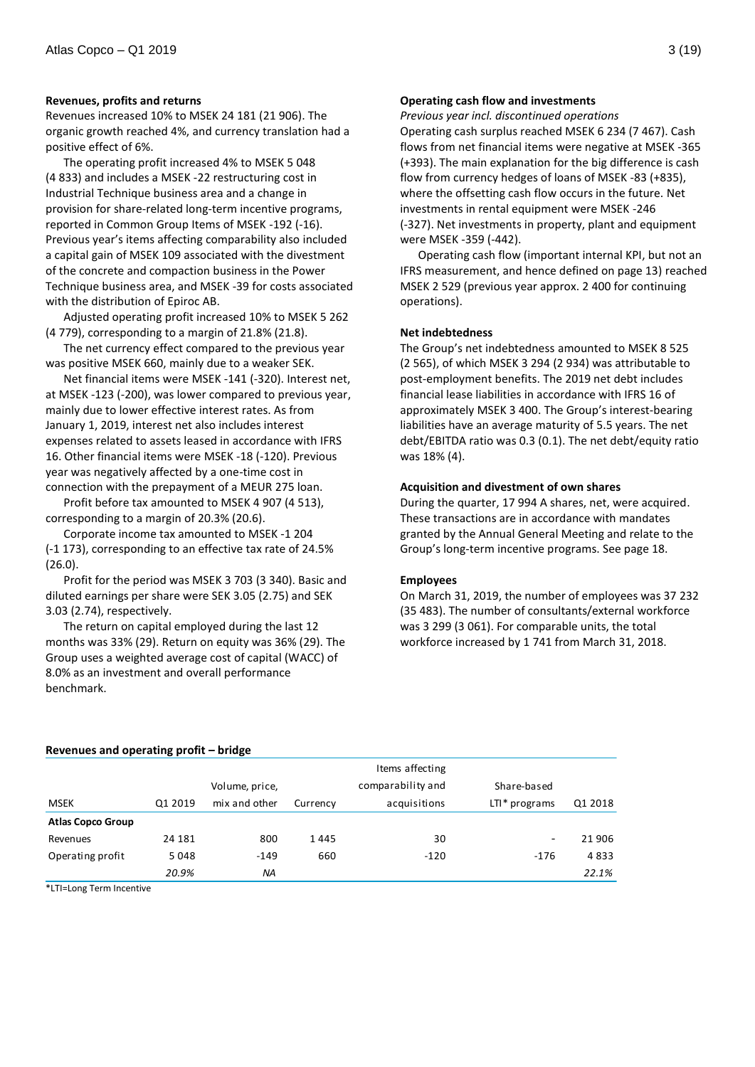### Revenues, profits and returns

Revenues increased 10% to MSEK 24 181 (21 906). The organic growth reached 4%, and currency translation had a positive effect of 6%.

The operating profit increased 4% to MSEK 5 048 (4 833) and includes a MSEK -22 restructuring cost in Industrial Technique business area and a change in provision for share-related long-term incentive programs, reported in Common Group Items of MSEK -192 (-16). Previous year's items affecting comparability also included a capital gain of MSEK 109 associated with the divestment of the concrete and compaction business in the Power Technique business area, and MSEK -39 for costs associated with the distribution of Epiroc AB.

Adjusted operating profit increased 10% to MSEK 5 262 (4 779), corresponding to a margin of 21.8% (21.8).

The net currency effect compared to the previous year was positive MSEK 660, mainly due to a weaker SEK.

Net financial items were MSEK -141 (-320). Interest net, at MSEK -123 (-200), was lower compared to previous year, mainly due to lower effective interest rates. As from January 1, 2019, interest net also includes interest expenses related to assets leased in accordance with IFRS 16. Other financial items were MSEK -18 (-120). Previous year was negatively affected by a one-time cost in connection with the prepayment of a MEUR 275 loan.

Profit before tax amounted to MSEK 4 907 (4 513), corresponding to a margin of 20.3% (20.6).

Corporate income tax amounted to MSEK -1 204 (-1 173), corresponding to an effective tax rate of 24.5% (26.0).

Profit for the period was MSEK 3 703 (3 340). Basic and diluted earnings per share were SEK 3.05 (2.75) and SEK 3.03 (2.74), respectively.

The return on capital employed during the last 12 months was 33% (29). Return on equity was 36% (29). The Group uses a weighted average cost of capital (WACC) of 8.0% as an investment and overall performance benchmark.

### Operating cash flow and investments

*Previous year incl. discontinued operations*

Operating cash surplus reached MSEK 6 234 (7 467). Cash flows from net financial items were negative at MSEK -365 (+393). The main explanation for the big difference is cash flow from currency hedges of loans of MSEK -83 (+835), where the offsetting cash flow occurs in the future. Net investments in rental equipment were MSEK -246 (-327). Net investments in property, plant and equipment were MSEK -359 (-442).

Operating cash flow (important internal KPI, but not an IFRS measurement, and hence defined on page 13) reached MSEK 2 529 (previous year approx. 2 400 for continuing operations).

### Net indebtedness

The Group's net indebtedness amounted to MSEK 8 525 (2 565), of which MSEK 3 294 (2 934) was attributable to post-employment benefits. The 2019 net debt includes financial lease liabilities in accordance with IFRS 16 of approximately MSEK 3 400. The Group's interest-bearing liabilities have an average maturity of 5.5 years. The net debt/EBITDA ratio was 0.3 (0.1). The net debt/equity ratio was 18% (4).

### Acquisition and divestment of own shares

During the quarter, 17 994 A shares, net, were acquired. These transactions are in accordance with mandates granted by the Annual General Meeting and relate to the Group's long-term incentive programs. See page 18.

### Employees

On March 31, 2019, the number of employees was 37 232 (35 483). The number of consultants/external workforce was 3 299 (3 061). For comparable units, the total workforce increased by 1 741 from March 31, 2018.

### Revenues and operating profit – bridge

| MSEK | Q1 2019 | Volume, price, mix and other | Currency | Items affecting comparability and acquisitions | Share-based LTI* programs | Q1 2018 |
|---|---|---|---|---|---|---|
| **Atlas Copco Group** | | | | | | |
| Revenues | 24 181 | 800 | 1 445 | 30 | - | 21 906 |
| Operating profit | 5 048 | -149 | 660 | -120 | -176 | 4 833 |
| | *20.9%* | *NA* | | | | *22.1%* |

*LTI=Long Term Incentive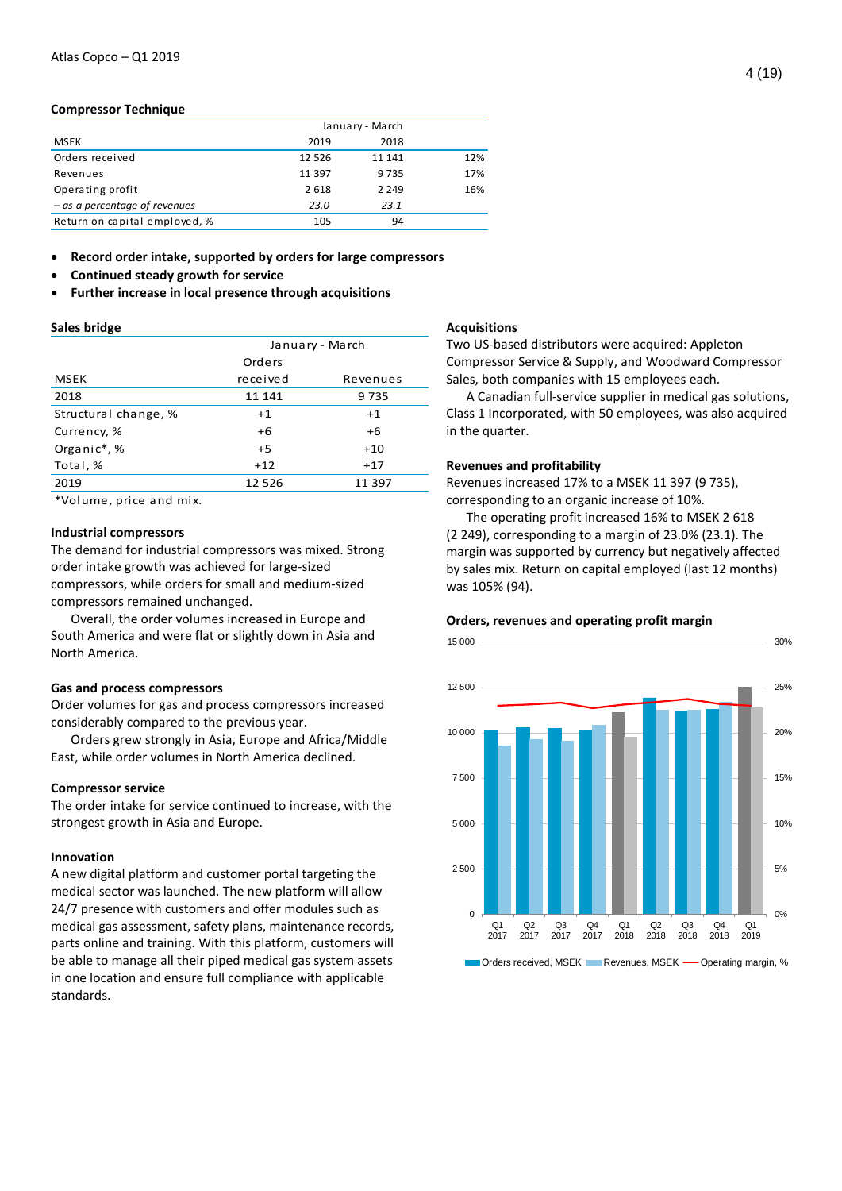## Compressor Technique

| MSEK | January - March 2019 | 2018 | |
|---|---|---|---|
| Orders received | 12 526 | 11 141 | 12% |
| Revenues | 11 397 | 9 735 | 17% |
| Operating profit | 2 618 | 2 249 | 16% |
| *– as a percentage of revenues* | *23.0* | *23.1* | |
| Return on capital employed, % | 105 | 94 | |

- **Record order intake, supported by orders for large compressors**
- **Continued steady growth for service**
- **Further increase in local presence through acquisitions**

### Sales bridge

| | January - March | |
|---|---|---|
| MSEK | Orders received | Revenues |
| 2018 | 11 141 | 9 735 |
| Structural change, % | +1 | +1 |
| Currency, % | +6 | +6 |
| Organic*, % | +5 | +10 |
| Total, % | +12 | +17 |
| 2019 | 12 526 | 11 397 |

*Volume, price and mix.

### Industrial compressors

The demand for industrial compressors was mixed. Strong order intake growth was achieved for large-sized compressors, while orders for small and medium-sized compressors remained unchanged.

Overall, the order volumes increased in Europe and South America and were flat or slightly down in Asia and North America.

### Gas and process compressors

Order volumes for gas and process compressors increased considerably compared to the previous year.

Orders grew strongly in Asia, Europe and Africa/Middle East, while order volumes in North America declined.

### Compressor service

The order intake for service continued to increase, with the strongest growth in Asia and Europe.

### Innovation

A new digital platform and customer portal targeting the medical sector was launched. The new platform will allow 24/7 presence with customers and offer modules such as medical gas assessment, safety plans, maintenance records, parts online and training. With this platform, customers will be able to manage all their piped medical gas system assets in one location and ensure full compliance with applicable standards.

### Acquisitions

Two US-based distributors were acquired: Appleton Compressor Service & Supply, and Woodward Compressor Sales, both companies with 15 employees each.

A Canadian full-service supplier in medical gas solutions, Class 1 Incorporated, with 50 employees, was also acquired in the quarter.

### Revenues and profitability

Revenues increased 17% to a MSEK 11 397 (9 735), corresponding to an organic increase of 10%.

The operating profit increased 16% to MSEK 2 618 (2 249), corresponding to a margin of 23.0% (23.1). The margin was supported by currency but negatively affected by sales mix. Return on capital employed (last 12 months) was 105% (94).

### Orders, revenues and operating profit margin

Orders received, MSEK | Revenues, MSEK | Operating margin, %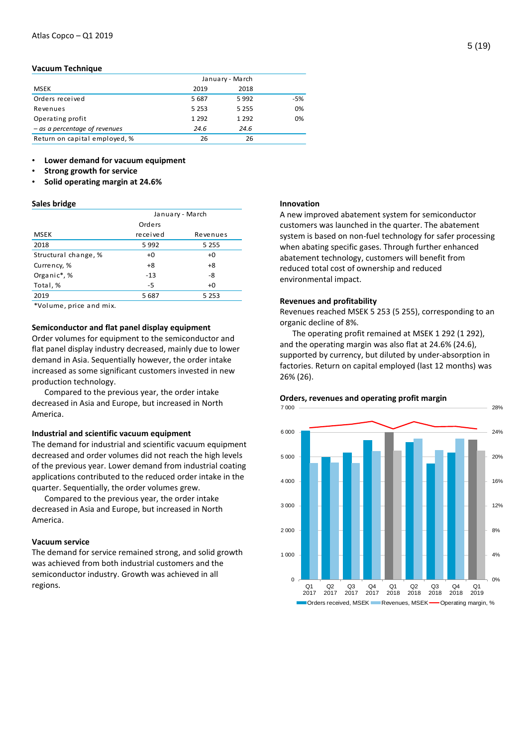## Vacuum Technique

| MSEK | January - March 2019 | 2018 | |
|---|---|---|---|
| Orders received | 5 687 | 5 992 | -5% |
| Revenues | 5 253 | 5 255 | 0% |
| Operating profit | 1 292 | 1 292 | 0% |
| *– as a percentage of revenues* | *24.6* | *24.6* | |
| Return on capital employed, % | 26 | 26 | |

- **Lower demand for vacuum equipment**
- **Strong growth for service**
- **Solid operating margin at 24.6%**

### Sales bridge

| MSEK | January - March Orders received | Revenues |
|---|---|---|
| 2018 | 5 992 | 5 255 |
| Structural change, % | +0 | +0 |
| Currency, % | +8 | +8 |
| Organic*, % | -13 | -8 |
| Total, % | -5 | +0 |
| 2019 | 5 687 | 5 253 |

*Volume, price and mix.

### Semiconductor and flat panel display equipment

Order volumes for equipment to the semiconductor and flat panel display industry decreased, mainly due to lower demand in Asia. Sequentially however, the order intake increased as some significant customers invested in new production technology.

Compared to the previous year, the order intake decreased in Asia and Europe, but increased in North America.

### Industrial and scientific vacuum equipment

The demand for industrial and scientific vacuum equipment decreased and order volumes did not reach the high levels of the previous year. Lower demand from industrial coating applications contributed to the reduced order intake in the quarter. Sequentially, the order volumes grew.

Compared to the previous year, the order intake decreased in Asia and Europe, but increased in North America.

### Vacuum service

The demand for service remained strong, and solid growth was achieved from both industrial customers and the semiconductor industry. Growth was achieved in all regions.

### Innovation

A new improved abatement system for semiconductor customers was launched in the quarter. The abatement system is based on non-fuel technology for safer processing when abating specific gases. Through further enhanced abatement technology, customers will benefit from reduced total cost of ownership and reduced environmental impact.

### Revenues and profitability

Revenues reached MSEK 5 253 (5 255), corresponding to an organic decline of 8%.

The operating profit remained at MSEK 1 292 (1 292), and the operating margin was also flat at 24.6% (24.6), supported by currency, but diluted by under-absorption in factories. Return on capital employed (last 12 months) was 26% (26).

### Orders, revenues and operating profit margin

Chart legend: Orders received, MSEK; Revenues, MSEK; Operating margin, %. Quarters Q1 2017 – Q1 2019.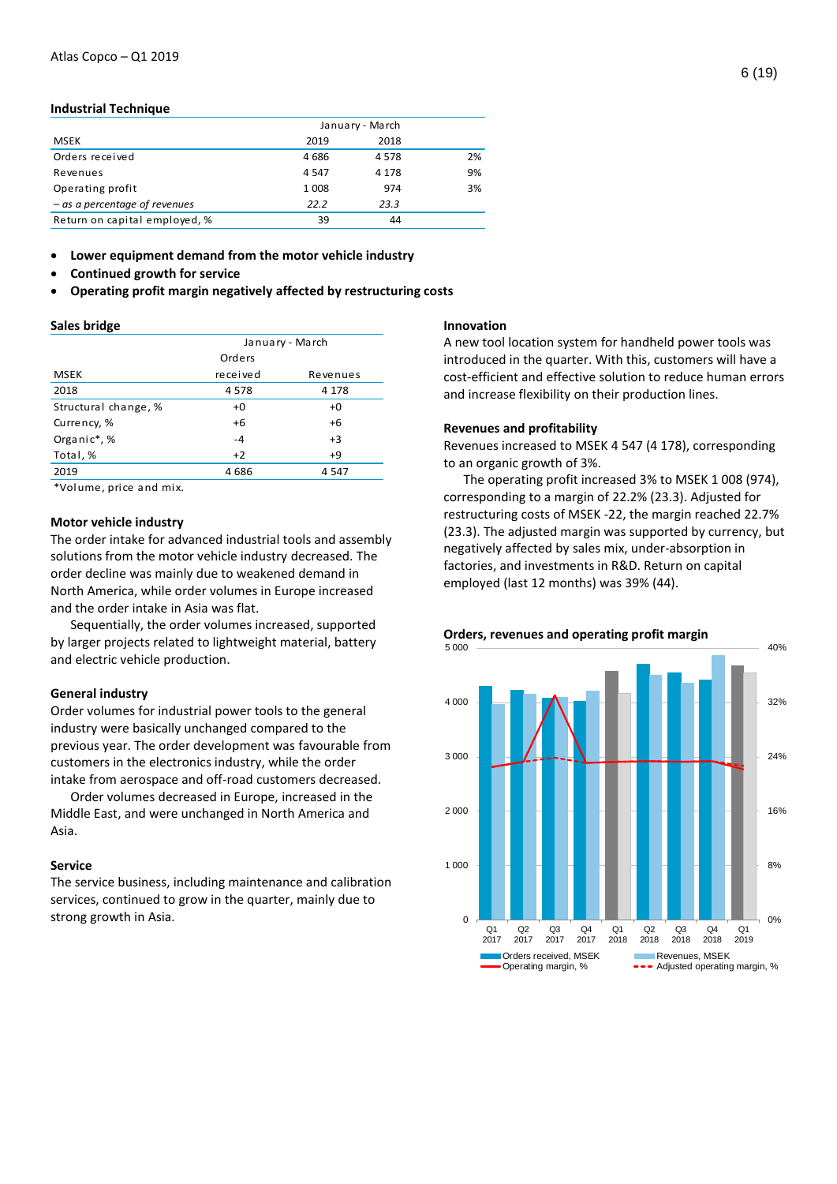## Industrial Technique

| MSEK | January - March 2019 | 2018 | |
|---|---|---|---|
| Orders received | 4 686 | 4 578 | 2% |
| Revenues | 4 547 | 4 178 | 9% |
| Operating profit | 1 008 | 974 | 3% |
| *– as a percentage of revenues* | *22.2* | *23.3* | |
| Return on capital employed, % | 39 | 44 | |

- **Lower equipment demand from the motor vehicle industry**
- **Continued growth for service**
- **Operating profit margin negatively affected by restructuring costs**

### Sales bridge

| MSEK | January - March Orders received | Revenues |
|---|---|---|
| 2018 | 4 578 | 4 178 |
| Structural change, % | +0 | +0 |
| Currency, % | +6 | +6 |
| Organic*, % | -4 | +3 |
| Total, % | +2 | +9 |
| 2019 | 4 686 | 4 547 |

*Volume, price and mix.

### Motor vehicle industry

The order intake for advanced industrial tools and assembly solutions from the motor vehicle industry decreased. The order decline was mainly due to weakened demand in North America, while order volumes in Europe increased and the order intake in Asia was flat.

Sequentially, the order volumes increased, supported by larger projects related to lightweight material, battery and electric vehicle production.

### General industry

Order volumes for industrial power tools to the general industry were basically unchanged compared to the previous year. The order development was favourable from customers in the electronics industry, while the order intake from aerospace and off-road customers decreased.

Order volumes decreased in Europe, increased in the Middle East, and were unchanged in North America and Asia.

### Service

The service business, including maintenance and calibration services, continued to grow in the quarter, mainly due to strong growth in Asia.

### Innovation

A new tool location system for handheld power tools was introduced in the quarter. With this, customers will have a cost-efficient and effective solution to reduce human errors and increase flexibility on their production lines.

### Revenues and profitability

Revenues increased to MSEK 4 547 (4 178), corresponding to an organic growth of 3%.

The operating profit increased 3% to MSEK 1 008 (974), corresponding to a margin of 22.2% (23.3). Adjusted for restructuring costs of MSEK -22, the margin reached 22.7% (23.3). The adjusted margin was supported by currency, but negatively affected by sales mix, under-absorption in factories, and investments in R&D. Return on capital employed (last 12 months) was 39% (44).

### Orders, revenues and operating profit margin

Legend: Orders received, MSEK; Revenues, MSEK; Operating margin, %; Adjusted operating margin, %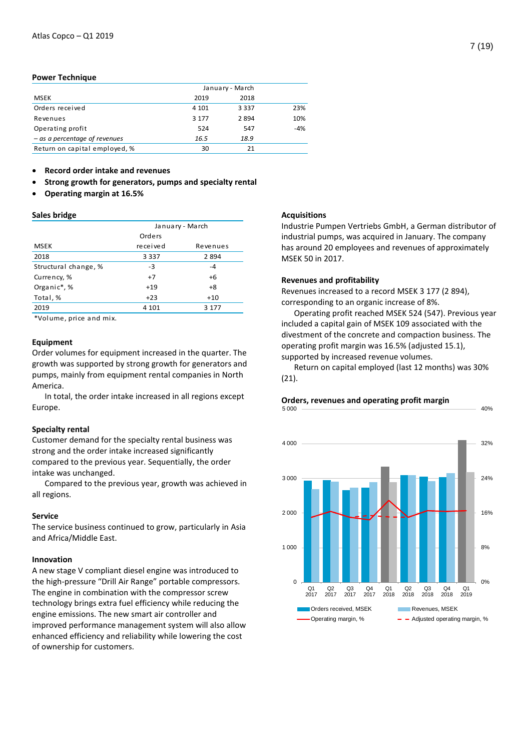## Power Technique

| MSEK | January - March 2019 | 2018 | |
|---|---|---|---|
| Orders received | 4 101 | 3 337 | 23% |
| Revenues | 3 177 | 2 894 | 10% |
| Operating profit | 524 | 547 | -4% |
| *– as a percentage of revenues* | *16.5* | *18.9* | |
| Return on capital employed, % | 30 | 21 | |

- **Record order intake and revenues**
- **Strong growth for generators, pumps and specialty rental**
- **Operating margin at 16.5%**

### Sales bridge

| | January - March | |
|---|---|---|
| MSEK | Orders received | Revenues |
| 2018 | 3 337 | 2 894 |
| Structural change, % | -3 | -4 |
| Currency, % | +7 | +6 |
| Organic*, % | +19 | +8 |
| Total, % | +23 | +10 |
| 2019 | 4 101 | 3 177 |

*Volume, price and mix.

### Equipment

Order volumes for equipment increased in the quarter. The growth was supported by strong growth for generators and pumps, mainly from equipment rental companies in North America.

In total, the order intake increased in all regions except Europe.

### Specialty rental

Customer demand for the specialty rental business was strong and the order intake increased significantly compared to the previous year. Sequentially, the order intake was unchanged.

Compared to the previous year, growth was achieved in all regions.

### Service

The service business continued to grow, particularly in Asia and Africa/Middle East.

### Innovation

A new stage V compliant diesel engine was introduced to the high-pressure "Drill Air Range" portable compressors. The engine in combination with the compressor screw technology brings extra fuel efficiency while reducing the engine emissions. The new smart air controller and improved performance management system will also allow enhanced efficiency and reliability while lowering the cost of ownership for customers.

### Acquisitions

Industrie Pumpen Vertriebs GmbH, a German distributor of industrial pumps, was acquired in January. The company has around 20 employees and revenues of approximately MSEK 50 in 2017.

### Revenues and profitability

Revenues increased to a record MSEK 3 177 (2 894), corresponding to an organic increase of 8%.

Operating profit reached MSEK 524 (547). Previous year included a capital gain of MSEK 109 associated with the divestment of the concrete and compaction business. The operating profit margin was 16.5% (adjusted 15.1), supported by increased revenue volumes.

Return on capital employed (last 12 months) was 30% (21).

### Orders, revenues and operating profit margin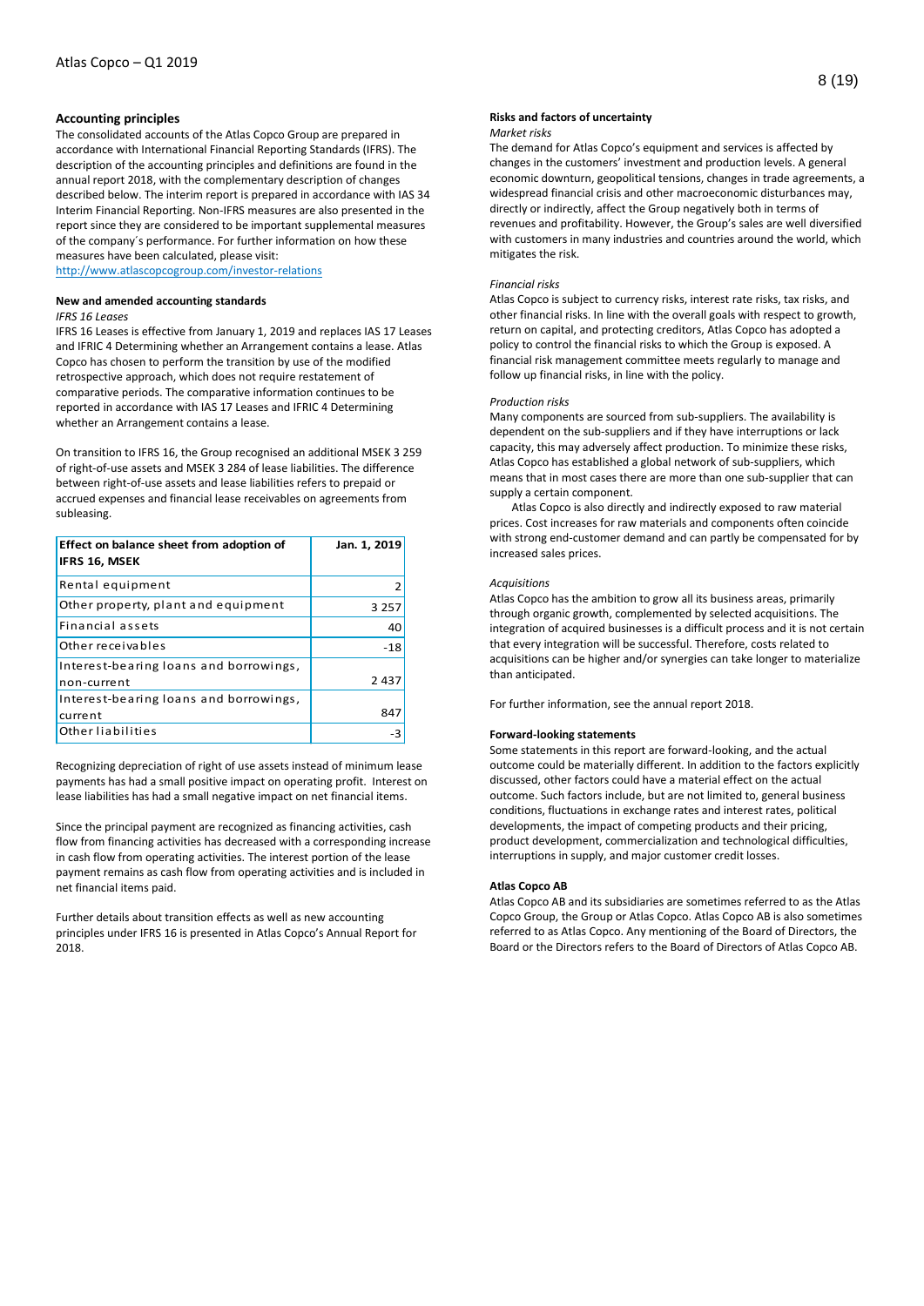## Accounting principles

The consolidated accounts of the Atlas Copco Group are prepared in accordance with International Financial Reporting Standards (IFRS). The description of the accounting principles and definitions are found in the annual report 2018, with the complementary description of changes described below. The interim report is prepared in accordance with IAS 34 Interim Financial Reporting. Non-IFRS measures are also presented in the report since they are considered to be important supplemental measures of the company´s performance. For further information on how these measures have been calculated, please visit:
http://www.atlascopcogroup.com/investor-relations

### New and amended accounting standards

*IFRS 16 Leases*

IFRS 16 Leases is effective from January 1, 2019 and replaces IAS 17 Leases and IFRIC 4 Determining whether an Arrangement contains a lease. Atlas Copco has chosen to perform the transition by use of the modified retrospective approach, which does not require restatement of comparative periods. The comparative information continues to be reported in accordance with IAS 17 Leases and IFRIC 4 Determining whether an Arrangement contains a lease.

On transition to IFRS 16, the Group recognised an additional MSEK 3 259 of right-of-use assets and MSEK 3 284 of lease liabilities. The difference between right-of-use assets and lease liabilities refers to prepaid or accrued expenses and financial lease receivables on agreements from subleasing.

| Effect on balance sheet from adoption of IFRS 16, MSEK | Jan. 1, 2019 |
|---|---|
| Rental equipment | 2 |
| Other property, plant and equipment | 3 257 |
| Financial assets | 40 |
| Other receivables | -18 |
| Interest-bearing loans and borrowings, non-current | 2 437 |
| Interest-bearing loans and borrowings, current | 847 |
| Other liabilities | -3 |

Recognizing depreciation of right of use assets instead of minimum lease payments has had a small positive impact on operating profit. Interest on lease liabilities has had a small negative impact on net financial items.

Since the principal payment are recognized as financing activities, cash flow from financing activities has decreased with a corresponding increase in cash flow from operating activities. The interest portion of the lease payment remains as cash flow from operating activities and is included in net financial items paid.

Further details about transition effects as well as new accounting principles under IFRS 16 is presented in Atlas Copco's Annual Report for 2018.

## Risks and factors of uncertainty

*Market risks*

The demand for Atlas Copco's equipment and services is affected by changes in the customers' investment and production levels. A general economic downturn, geopolitical tensions, changes in trade agreements, a widespread financial crisis and other macroeconomic disturbances may, directly or indirectly, affect the Group negatively both in terms of revenues and profitability. However, the Group's sales are well diversified with customers in many industries and countries around the world, which mitigates the risk.

*Financial risks*

Atlas Copco is subject to currency risks, interest rate risks, tax risks, and other financial risks. In line with the overall goals with respect to growth, return on capital, and protecting creditors, Atlas Copco has adopted a policy to control the financial risks to which the Group is exposed. A financial risk management committee meets regularly to manage and follow up financial risks, in line with the policy.

*Production risks*

Many components are sourced from sub-suppliers. The availability is dependent on the sub-suppliers and if they have interruptions or lack capacity, this may adversely affect production. To minimize these risks, Atlas Copco has established a global network of sub-suppliers, which means that in most cases there are more than one sub-supplier that can supply a certain component.

Atlas Copco is also directly and indirectly exposed to raw material prices. Cost increases for raw materials and components often coincide with strong end-customer demand and can partly be compensated for by increased sales prices.

*Acquisitions*

Atlas Copco has the ambition to grow all its business areas, primarily through organic growth, complemented by selected acquisitions. The integration of acquired businesses is a difficult process and it is not certain that every integration will be successful. Therefore, costs related to acquisitions can be higher and/or synergies can take longer to materialize than anticipated.

For further information, see the annual report 2018.

## Forward-looking statements

Some statements in this report are forward-looking, and the actual outcome could be materially different. In addition to the factors explicitly discussed, other factors could have a material effect on the actual outcome. Such factors include, but are not limited to, general business conditions, fluctuations in exchange rates and interest rates, political developments, the impact of competing products and their pricing, product development, commercialization and technological difficulties, interruptions in supply, and major customer credit losses.

## Atlas Copco AB

Atlas Copco AB and its subsidiaries are sometimes referred to as the Atlas Copco Group, the Group or Atlas Copco. Atlas Copco AB is also sometimes referred to as Atlas Copco. Any mentioning of the Board of Directors, the Board or the Directors refers to the Board of Directors of Atlas Copco AB.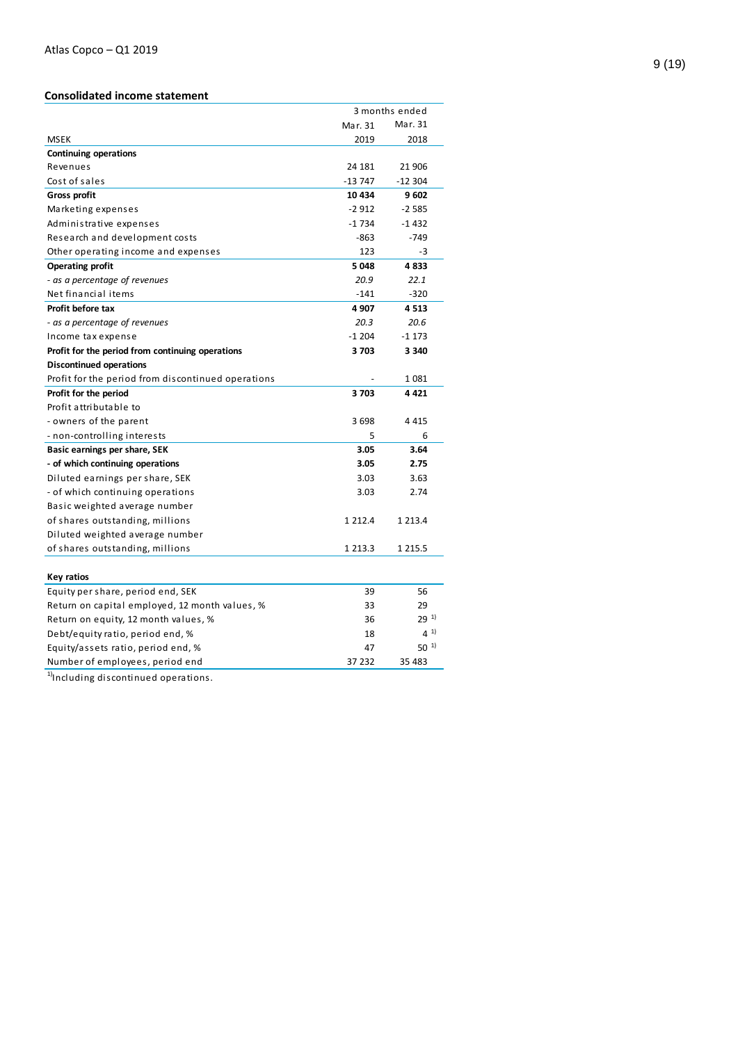## Consolidated income statement

| MSEK | 3 months ended Mar. 31 2019 | Mar. 31 2018 |
|---|---|---|
| **Continuing operations** | | |
| Revenues | 24 181 | 21 906 |
| Cost of sales | -13 747 | -12 304 |
| **Gross profit** | **10 434** | **9 602** |
| Marketing expenses | -2 912 | -2 585 |
| Administrative expenses | -1 734 | -1 432 |
| Research and development costs | -863 | -749 |
| Other operating income and expenses | 123 | -3 |
| **Operating profit** | **5 048** | **4 833** |
| *- as a percentage of revenues* | *20.9* | *22.1* |
| Net financial items | -141 | -320 |
| **Profit before tax** | **4 907** | **4 513** |
| *- as a percentage of revenues* | *20.3* | *20.6* |
| Income tax expense | -1 204 | -1 173 |
| **Profit for the period from continuing operations** | **3 703** | **3 340** |
| **Discontinued operations** | | |
| Profit for the period from discontinued operations | - | 1 081 |
| **Profit for the period** | **3 703** | **4 421** |
| Profit attributable to | | |
| - owners of the parent | 3 698 | 4 415 |
| - non-controlling interests | 5 | 6 |
| **Basic earnings per share, SEK** | **3.05** | **3.64** |
| **- of which continuing operations** | **3.05** | **2.75** |
| Diluted earnings per share, SEK | 3.03 | 3.63 |
| - of which continuing operations | 3.03 | 2.74 |
| Basic weighted average number of shares outstanding, millions | 1 212.4 | 1 213.4 |
| Diluted weighted average number of shares outstanding, millions | 1 213.3 | 1 215.5 |

| **Key ratios** | | |
|---|---|---|
| Equity per share, period end, SEK | 39 | 56 |
| Return on capital employed, 12 month values, % | 33 | 29 |
| Return on equity, 12 month values, % | 36 | 29 [1] |
| Debt/equity ratio, period end, % | 18 | 4 [1] |
| Equity/assets ratio, period end, % | 47 | 50 [1] |
| Number of employees, period end | 37 232 | 35 483 |

[1] Including discontinued operations.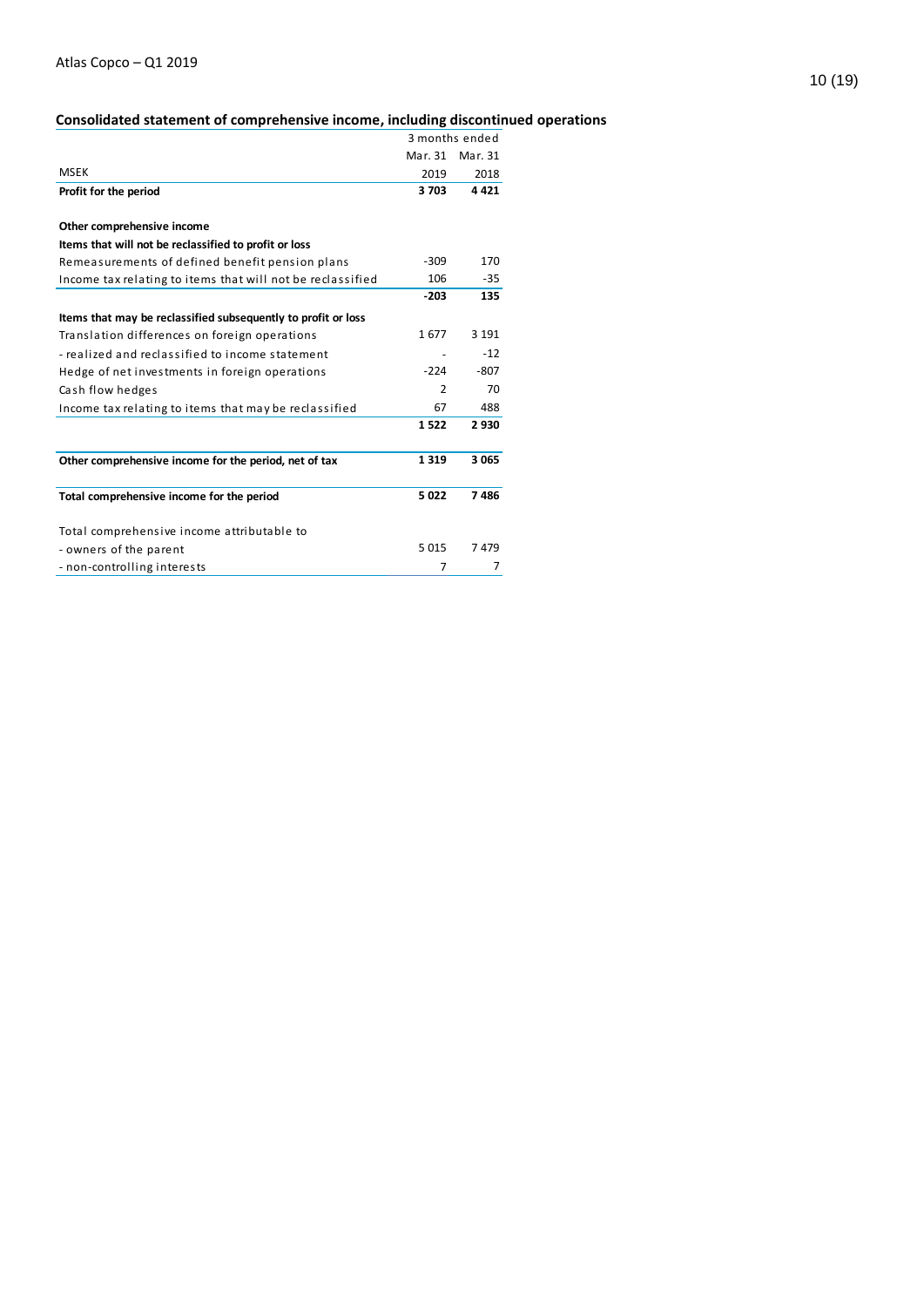## Consolidated statement of comprehensive income, including discontinued operations

| | 3 months ended | |
|---|---|---|
| | Mar. 31 | Mar. 31 |
| MSEK | 2019 | 2018 |
| **Profit for the period** | **3 703** | **4 421** |
| | | |
| **Other comprehensive income** | | |
| **Items that will not be reclassified to profit or loss** | | |
| Remeasurements of defined benefit pension plans | -309 | 170 |
| Income tax relating to items that will not be reclassified | 106 | -35 |
| | **-203** | **135** |
| **Items that may be reclassified subsequently to profit or loss** | | |
| Translation differences on foreign operations | 1 677 | 3 191 |
| - realized and reclassified to income statement | - | -12 |
| Hedge of net investments in foreign operations | -224 | -807 |
| Cash flow hedges | 2 | 70 |
| Income tax relating to items that may be reclassified | 67 | 488 |
| | **1 522** | **2 930** |
| | | |
| **Other comprehensive income for the period, net of tax** | **1 319** | **3 065** |
| | | |
| **Total comprehensive income for the period** | **5 022** | **7 486** |
| | | |
| Total comprehensive income attributable to | | |
| - owners of the parent | 5 015 | 7 479 |
| - non-controlling interests | 7 | 7 |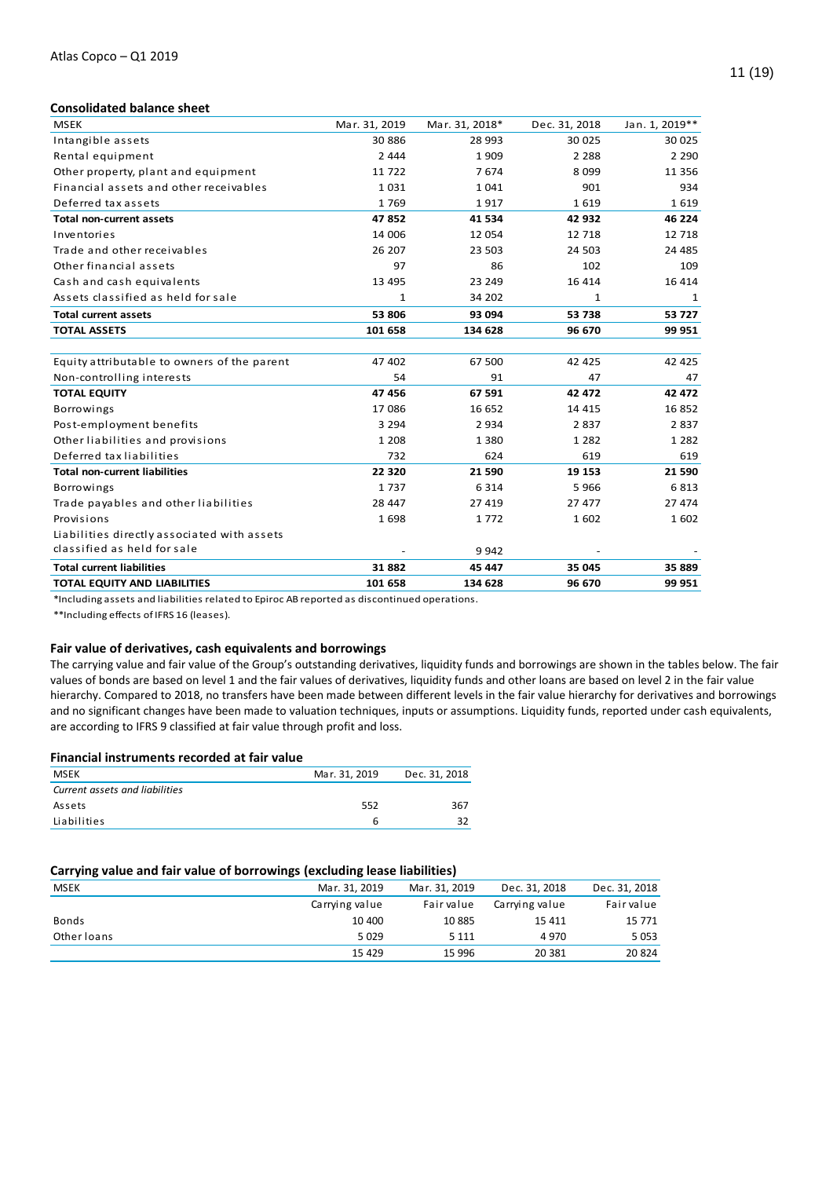### Consolidated balance sheet

| MSEK | Mar. 31, 2019 | Mar. 31, 2018* | Dec. 31, 2018 | Jan. 1, 2019** |
|---|---|---|---|---|
| Intangible assets | 30 886 | 28 993 | 30 025 | 30 025 |
| Rental equipment | 2 444 | 1 909 | 2 288 | 2 290 |
| Other property, plant and equipment | 11 722 | 7 674 | 8 099 | 11 356 |
| Financial assets and other receivables | 1 031 | 1 041 | 901 | 934 |
| Deferred tax assets | 1 769 | 1 917 | 1 619 | 1 619 |
| **Total non-current assets** | **47 852** | **41 534** | **42 932** | **46 224** |
| Inventories | 14 006 | 12 054 | 12 718 | 12 718 |
| Trade and other receivables | 26 207 | 23 503 | 24 503 | 24 485 |
| Other financial assets | 97 | 86 | 102 | 109 |
| Cash and cash equivalents | 13 495 | 23 249 | 16 414 | 16 414 |
| Assets classified as held for sale | 1 | 34 202 | 1 | 1 |
| **Total current assets** | **53 806** | **93 094** | **53 738** | **53 727** |
| **TOTAL ASSETS** | **101 658** | **134 628** | **96 670** | **99 951** |
| | | | | |
| Equity attributable to owners of the parent | 47 402 | 67 500 | 42 425 | 42 425 |
| Non-controlling interests | 54 | 91 | 47 | 47 |
| **TOTAL EQUITY** | **47 456** | **67 591** | **42 472** | **42 472** |
| Borrowings | 17 086 | 16 652 | 14 415 | 16 852 |
| Post-employment benefits | 3 294 | 2 934 | 2 837 | 2 837 |
| Other liabilities and provisions | 1 208 | 1 380 | 1 282 | 1 282 |
| Deferred tax liabilities | 732 | 624 | 619 | 619 |
| **Total non-current liabilities** | **22 320** | **21 590** | **19 153** | **21 590** |
| Borrowings | 1 737 | 6 314 | 5 966 | 6 813 |
| Trade payables and other liabilities | 28 447 | 27 419 | 27 477 | 27 474 |
| Provisions | 1 698 | 1 772 | 1 602 | 1 602 |
| Liabilities directly associated with assets classified as held for sale | - | 9 942 | - | - |
| **Total current liabilities** | **31 882** | **45 447** | **35 045** | **35 889** |
| **TOTAL EQUITY AND LIABILITIES** | **101 658** | **134 628** | **96 670** | **99 951** |

*Including assets and liabilities related to Epiroc AB reported as discontinued operations.

**Including effects of IFRS 16 (leases).

### Fair value of derivatives, cash equivalents and borrowings

The carrying value and fair value of the Group's outstanding derivatives, liquidity funds and borrowings are shown in the tables below. The fair values of bonds are based on level 1 and the fair values of derivatives, liquidity funds and other loans are based on level 2 in the fair value hierarchy. Compared to 2018, no transfers have been made between different levels in the fair value hierarchy for derivatives and borrowings and no significant changes have been made to valuation techniques, inputs or assumptions. Liquidity funds, reported under cash equivalents, are according to IFRS 9 classified at fair value through profit and loss.

### Financial instruments recorded at fair value

| MSEK | Mar. 31, 2019 | Dec. 31, 2018 |
|---|---|---|
| *Current assets and liabilities* | | |
| Assets | 552 | 367 |
| Liabilities | 6 | 32 |

### Carrying value and fair value of borrowings (excluding lease liabilities)

| MSEK | Mar. 31, 2019 | Mar. 31, 2019 | Dec. 31, 2018 | Dec. 31, 2018 |
|---|---|---|---|---|
| | Carrying value | Fair value | Carrying value | Fair value |
| Bonds | 10 400 | 10 885 | 15 411 | 15 771 |
| Other loans | 5 029 | 5 111 | 4 970 | 5 053 |
| | 15 429 | 15 996 | 20 381 | 20 824 |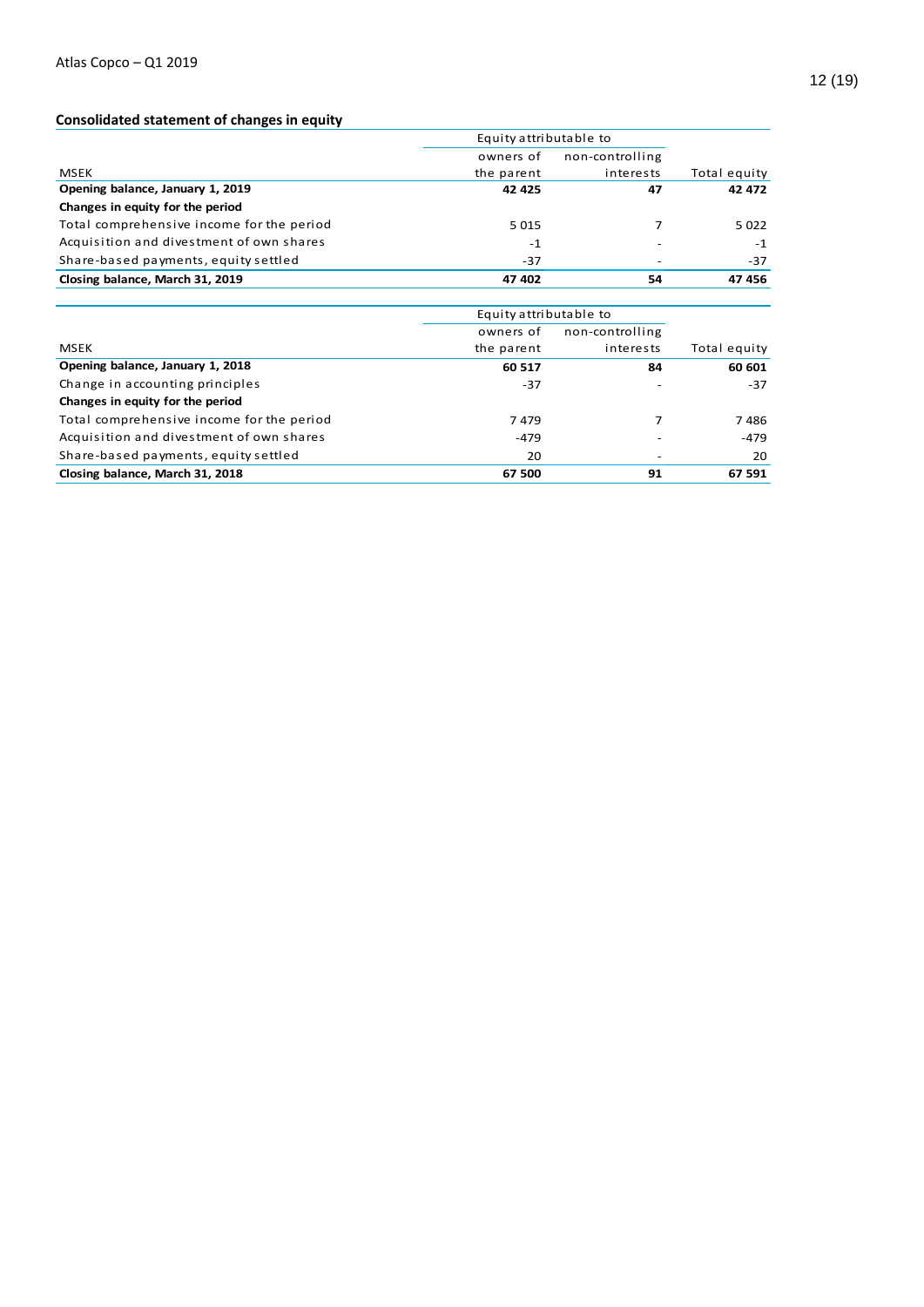## Consolidated statement of changes in equity

| MSEK | Equity attributable to owners of the parent | Equity attributable to non-controlling interests | Total equity |
|---|---|---|---|
| **Opening balance, January 1, 2019** | **42 425** | **47** | **42 472** |
| **Changes in equity for the period** | | | |
| Total comprehensive income for the period | 5 015 | 7 | 5 022 |
| Acquisition and divestment of own shares | -1 | - | -1 |
| Share-based payments, equity settled | -37 | - | -37 |
| **Closing balance, March 31, 2019** | **47 402** | **54** | **47 456** |

| MSEK | Equity attributable to owners of the parent | Equity attributable to non-controlling interests | Total equity |
|---|---|---|---|
| **Opening balance, January 1, 2018** | **60 517** | **84** | **60 601** |
| Change in accounting principles | -37 | - | -37 |
| **Changes in equity for the period** | | | |
| Total comprehensive income for the period | 7 479 | 7 | 7 486 |
| Acquisition and divestment of own shares | -479 | - | -479 |
| Share-based payments, equity settled | 20 | - | 20 |
| **Closing balance, March 31, 2018** | **67 500** | **91** | **67 591** |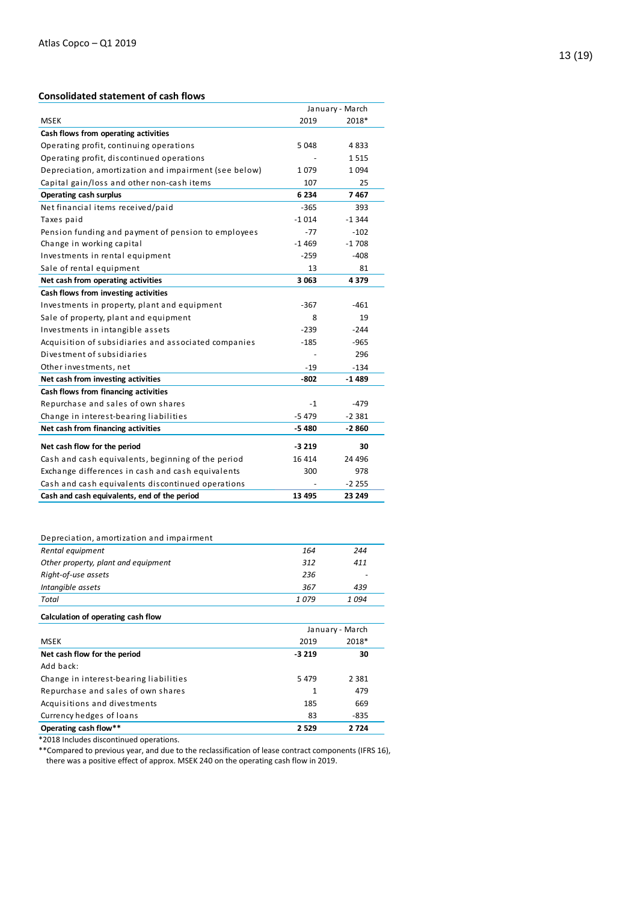## Consolidated statement of cash flows

| MSEK | January - March 2019 | January - March 2018* |
|---|---|---|
| **Cash flows from operating activities** | | |
| Operating profit, continuing operations | 5 048 | 4 833 |
| Operating profit, discontinued operations | - | 1 515 |
| Depreciation, amortization and impairment (see below) | 1 079 | 1 094 |
| Capital gain/loss and other non-cash items | 107 | 25 |
| **Operating cash surplus** | **6 234** | **7 467** |
| Net financial items received/paid | -365 | 393 |
| Taxes paid | -1 014 | -1 344 |
| Pension funding and payment of pension to employees | -77 | -102 |
| Change in working capital | -1 469 | -1 708 |
| Investments in rental equipment | -259 | -408 |
| Sale of rental equipment | 13 | 81 |
| **Net cash from operating activities** | **3 063** | **4 379** |
| **Cash flows from investing activities** | | |
| Investments in property, plant and equipment | -367 | -461 |
| Sale of property, plant and equipment | 8 | 19 |
| Investments in intangible assets | -239 | -244 |
| Acquisition of subsidiaries and associated companies | -185 | -965 |
| Divestment of subsidiaries | - | 296 |
| Other investments, net | -19 | -134 |
| **Net cash from investing activities** | **-802** | **-1 489** |
| **Cash flows from financing activities** | | |
| Repurchase and sales of own shares | -1 | -479 |
| Change in interest-bearing liabilities | -5 479 | -2 381 |
| **Net cash from financing activities** | **-5 480** | **-2 860** |
| **Net cash flow for the period** | **-3 219** | **30** |
| Cash and cash equivalents, beginning of the period | 16 414 | 24 496 |
| Exchange differences in cash and cash equivalents | 300 | 978 |
| Cash and cash equivalents discontinued operations | - | -2 255 |
| **Cash and cash equivalents, end of the period** | **13 495** | **23 249** |

| Depreciation, amortization and impairment | 2019 | 2018* |
|---|---|---|
| *Rental equipment* | *164* | *244* |
| *Other property, plant and equipment* | *312* | *411* |
| *Right-of-use assets* | *236* | *-* |
| *Intangible assets* | *367* | *439* |
| *Total* | *1 079* | *1 094* |

**Calculation of operating cash flow**

| MSEK | January - March 2019 | January - March 2018* |
|---|---|---|
| **Net cash flow for the period** | **-3 219** | **30** |
| Add back: | | |
| Change in interest-bearing liabilities | 5 479 | 2 381 |
| Repurchase and sales of own shares | 1 | 479 |
| Acquisitions and divestments | 185 | 669 |
| Currency hedges of loans | 83 | -835 |
| **Operating cash flow**** | **2 529** | **2 724** |

*2018 Includes discontinued operations.

**Compared to previous year, and due to the reclassification of lease contract components (IFRS 16), there was a positive effect of approx. MSEK 240 on the operating cash flow in 2019.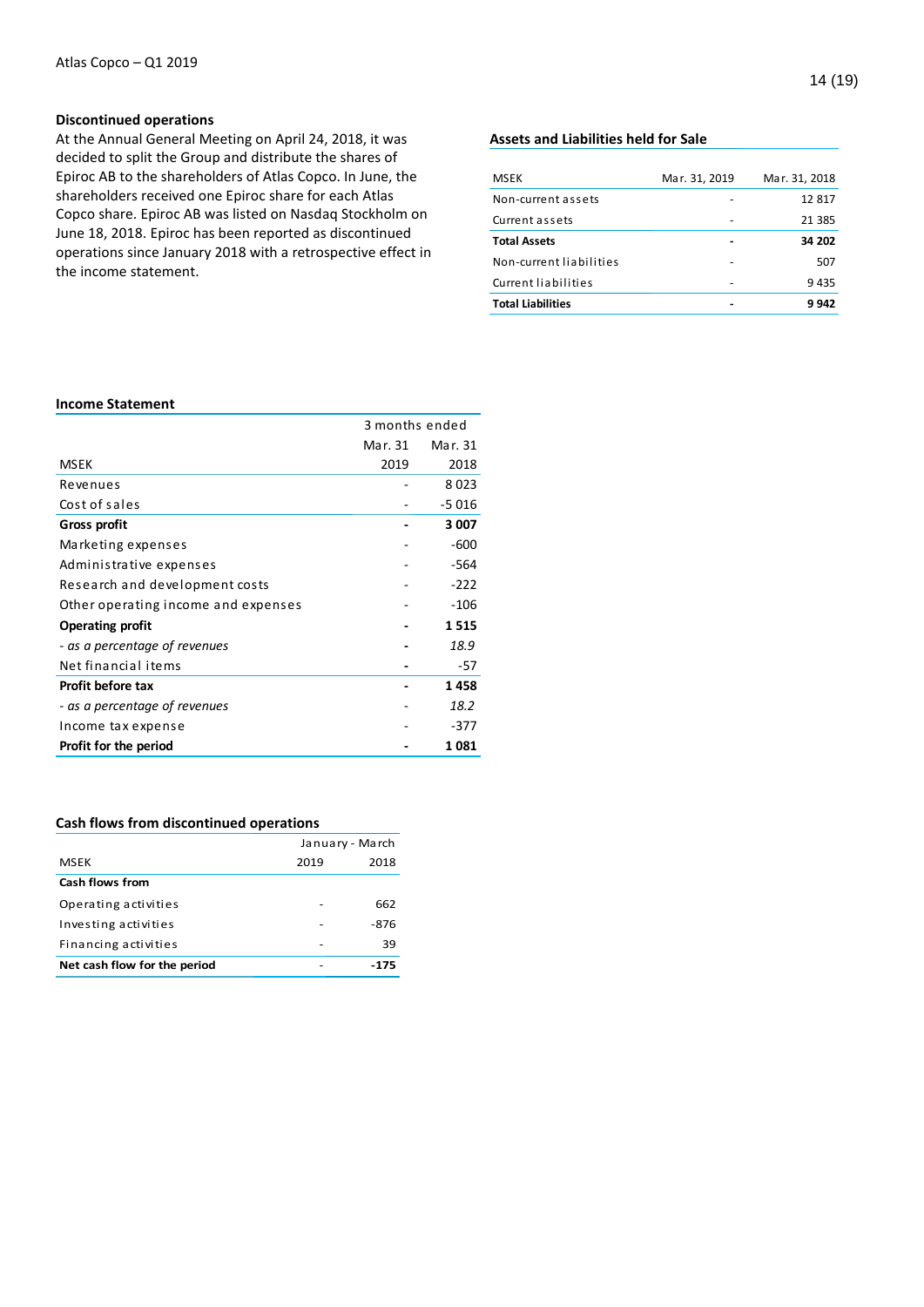## Discontinued operations

At the Annual General Meeting on April 24, 2018, it was decided to split the Group and distribute the shares of Epiroc AB to the shareholders of Atlas Copco. In June, the shareholders received one Epiroc share for each Atlas Copco share. Epiroc AB was listed on Nasdaq Stockholm on June 18, 2018. Epiroc has been reported as discontinued operations since January 2018 with a retrospective effect in the income statement.

### Assets and Liabilities held for Sale

| MSEK | Mar. 31, 2019 | Mar. 31, 2018 |
|---|---|---|
| Non-current assets | - | 12 817 |
| Current assets | - | 21 385 |
| **Total Assets** | **-** | **34 202** |
| Non-current liabilities | - | 507 |
| Current liabilities | - | 9 435 |
| **Total Liabilities** | **-** | **9 942** |

### Income Statement

| | 3 months ended | |
|---|---|---|
| | Mar. 31 | Mar. 31 |
| MSEK | 2019 | 2018 |
| Revenues | - | 8 023 |
| Cost of sales | - | -5 016 |
| **Gross profit** | **-** | **3 007** |
| Marketing expenses | - | -600 |
| Administrative expenses | - | -564 |
| Research and development costs | - | -222 |
| Other operating income and expenses | - | -106 |
| **Operating profit** | **-** | **1 515** |
| *- as a percentage of revenues* | **-** | *18.9* |
| Net financial items | **-** | -57 |
| **Profit before tax** | **-** | **1 458** |
| *- as a percentage of revenues* | - | *18.2* |
| Income tax expense | - | -377 |
| **Profit for the period** | **-** | **1 081** |

### Cash flows from discontinued operations

| | January - March | |
|---|---|---|
| MSEK | 2019 | 2018 |
| **Cash flows from** | | |
| Operating activities | - | 662 |
| Investing activities | - | -876 |
| Financing activities | - | 39 |
| **Net cash flow for the period** | - | **-175** |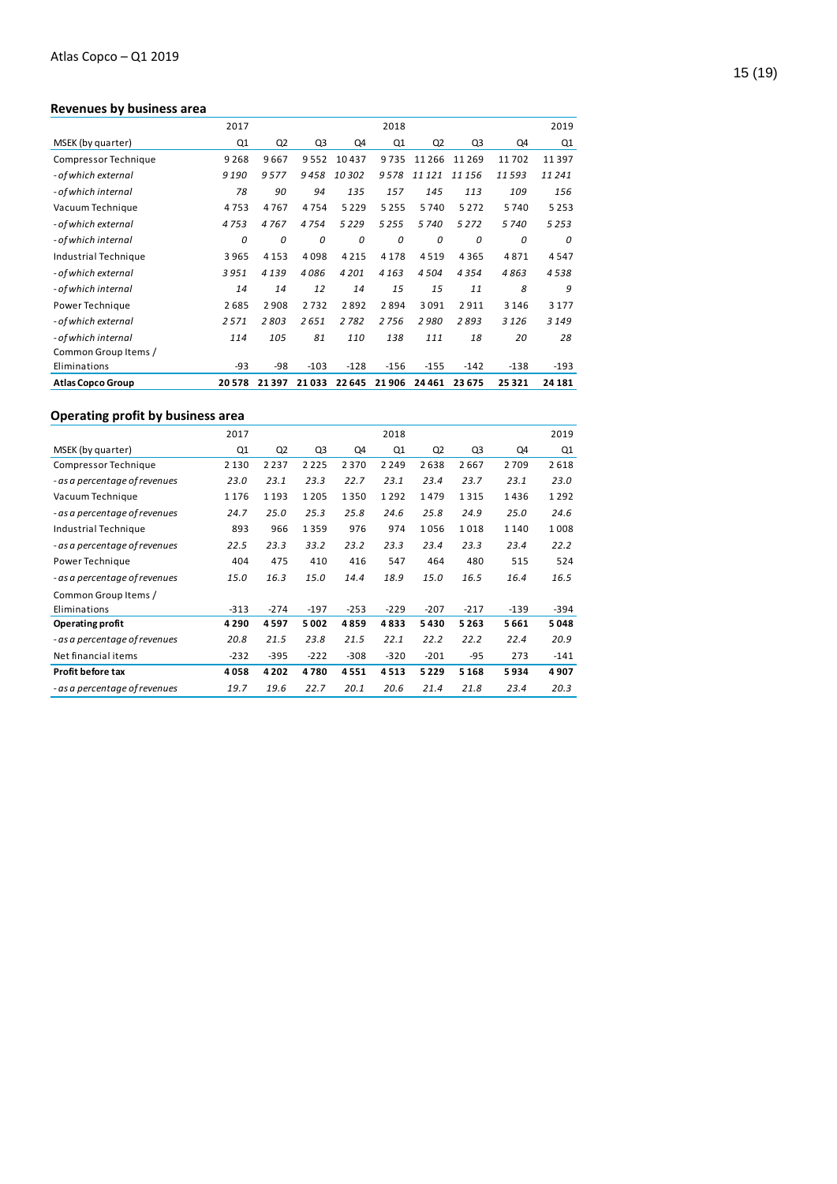## Revenues by business area

| | 2017 | | | | 2018 | | | | 2019 |
|---|---|---|---|---|---|---|---|---|---|
| MSEK (by quarter) | Q1 | Q2 | Q3 | Q4 | Q1 | Q2 | Q3 | Q4 | Q1 |
| Compressor Technique | 9 268 | 9 667 | 9 552 | 10 437 | 9 735 | 11 266 | 11 269 | 11 702 | 11 397 |
| *- of which external* | *9 190* | *9 577* | *9 458* | *10 302* | *9 578* | *11 121* | *11 156* | *11 593* | *11 241* |
| *- of which internal* | *78* | *90* | *94* | *135* | *157* | *145* | *113* | *109* | *156* |
| Vacuum Technique | 4 753 | 4 767 | 4 754 | 5 229 | 5 255 | 5 740 | 5 272 | 5 740 | 5 253 |
| *- of which external* | *4 753* | *4 767* | *4 754* | *5 229* | *5 255* | *5 740* | *5 272* | *5 740* | *5 253* |
| *- of which internal* | *0* | *0* | *0* | *0* | *0* | *0* | *0* | *0* | *0* |
| Industrial Technique | 3 965 | 4 153 | 4 098 | 4 215 | 4 178 | 4 519 | 4 365 | 4 871 | 4 547 |
| *- of which external* | *3 951* | *4 139* | *4 086* | *4 201* | *4 163* | *4 504* | *4 354* | *4 863* | *4 538* |
| *- of which internal* | *14* | *14* | *12* | *14* | *15* | *15* | *11* | *8* | *9* |
| Power Technique | 2 685 | 2 908 | 2 732 | 2 892 | 2 894 | 3 091 | 2 911 | 3 146 | 3 177 |
| *- of which external* | *2 571* | *2 803* | *2 651* | *2 782* | *2 756* | *2 980* | *2 893* | *3 126* | *3 149* |
| *- of which internal* | *114* | *105* | *81* | *110* | *138* | *111* | *18* | *20* | *28* |
| Common Group Items / Eliminations | -93 | -98 | -103 | -128 | -156 | -155 | -142 | -138 | -193 |
| **Atlas Copco Group** | **20 578** | **21 397** | **21 033** | **22 645** | **21 906** | **24 461** | **23 675** | **25 321** | **24 181** |

## Operating profit by business area

| | 2017 | | | | 2018 | | | | 2019 |
|---|---|---|---|---|---|---|---|---|---|
| MSEK (by quarter) | Q1 | Q2 | Q3 | Q4 | Q1 | Q2 | Q3 | Q4 | Q1 |
| Compressor Technique | 2 130 | 2 237 | 2 225 | 2 370 | 2 249 | 2 638 | 2 667 | 2 709 | 2 618 |
| *- as a percentage of revenues* | *23.0* | *23.1* | *23.3* | *22.7* | *23.1* | *23.4* | *23.7* | *23.1* | *23.0* |
| Vacuum Technique | 1 176 | 1 193 | 1 205 | 1 350 | 1 292 | 1 479 | 1 315 | 1 436 | 1 292 |
| *- as a percentage of revenues* | *24.7* | *25.0* | *25.3* | *25.8* | *24.6* | *25.8* | *24.9* | *25.0* | *24.6* |
| Industrial Technique | 893 | 966 | 1 359 | 976 | 974 | 1 056 | 1 018 | 1 140 | 1 008 |
| *- as a percentage of revenues* | *22.5* | *23.3* | *33.2* | *23.2* | *23.3* | *23.4* | *23.3* | *23.4* | *22.2* |
| Power Technique | 404 | 475 | 410 | 416 | 547 | 464 | 480 | 515 | 524 |
| *- as a percentage of revenues* | *15.0* | *16.3* | *15.0* | *14.4* | *18.9* | *15.0* | *16.5* | *16.4* | *16.5* |
| Common Group Items / Eliminations | -313 | -274 | -197 | -253 | -229 | -207 | -217 | -139 | -394 |
| **Operating profit** | **4 290** | **4 597** | **5 002** | **4 859** | **4 833** | **5 430** | **5 263** | **5 661** | **5 048** |
| *- as a percentage of revenues* | *20.8* | *21.5* | *23.8* | *21.5* | *22.1* | *22.2* | *22.2* | *22.4* | *20.9* |
| Net financial items | -232 | -395 | -222 | -308 | -320 | -201 | -95 | 273 | -141 |
| **Profit before tax** | **4 058** | **4 202** | **4 780** | **4 551** | **4 513** | **5 229** | **5 168** | **5 934** | **4 907** |
| *- as a percentage of revenues* | *19.7* | *19.6* | *22.7* | *20.1* | *20.6* | *21.4* | *21.8* | *23.4* | *20.3* |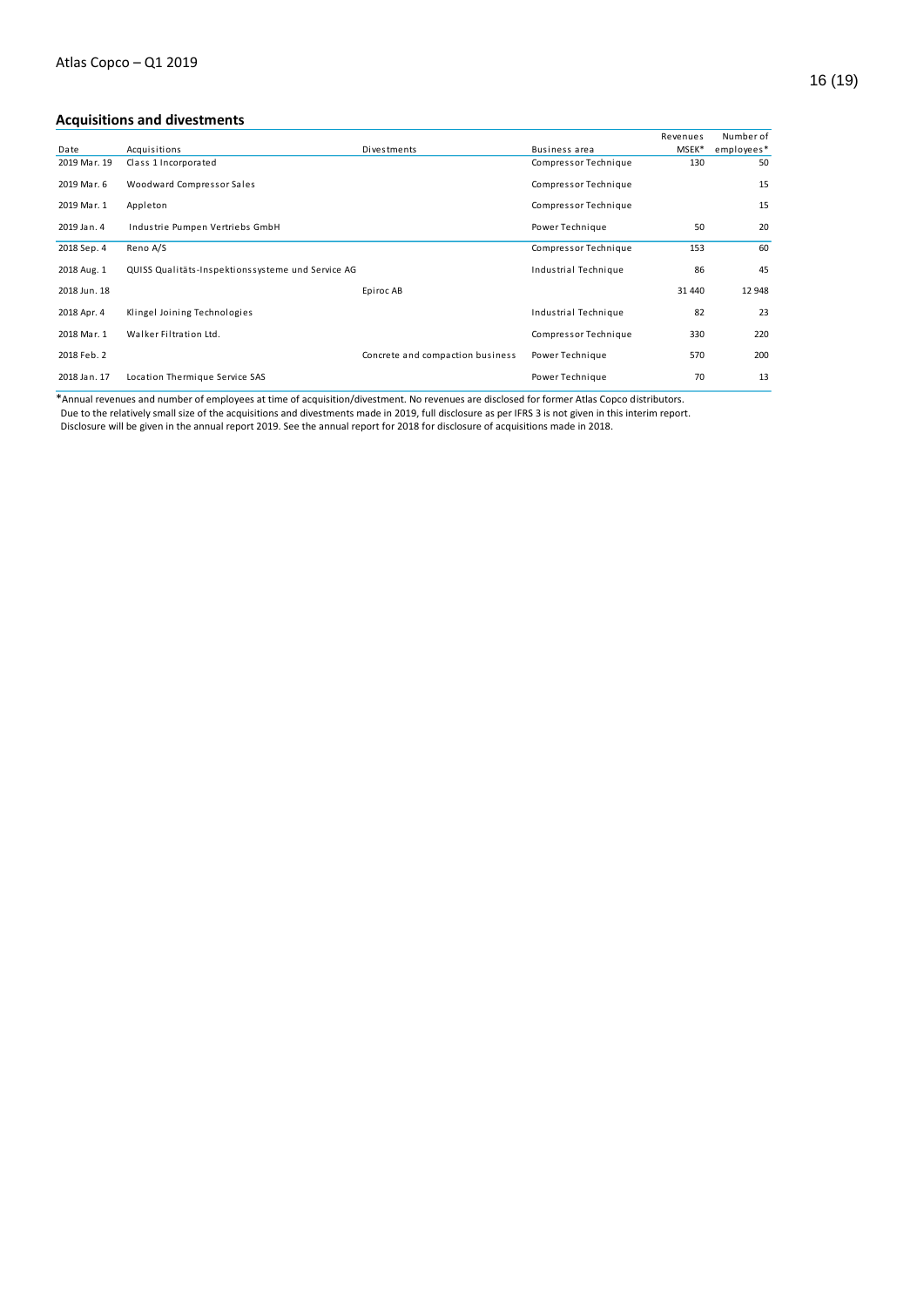## Acquisitions and divestments

| Date | Acquisitions | Divestments | Business area | Revenues MSEK* | Number of employees* |
|---|---|---|---|---|---|
| 2019 Mar. 19 | Class 1 Incorporated | | Compressor Technique | 130 | 50 |
| 2019 Mar. 6 | Woodward Compressor Sales | | Compressor Technique | | 15 |
| 2019 Mar. 1 | Appleton | | Compressor Technique | | 15 |
| 2019 Jan. 4 | Industrie Pumpen Vertriebs GmbH | | Power Technique | 50 | 20 |
| 2018 Sep. 4 | Reno A/S | | Compressor Technique | 153 | 60 |
| 2018 Aug. 1 | QUISS Qualitäts-Inspektionssysteme und Service AG | | Industrial Technique | 86 | 45 |
| 2018 Jun. 18 | | Epiroc AB | | 31 440 | 12 948 |
| 2018 Apr. 4 | Klingel Joining Technologies | | Industrial Technique | 82 | 23 |
| 2018 Mar. 1 | Walker Filtration Ltd. | | Compressor Technique | 330 | 220 |
| 2018 Feb. 2 | | Concrete and compaction business | Power Technique | 570 | 200 |
| 2018 Jan. 17 | Location Thermique Service SAS | | Power Technique | 70 | 13 |

*Annual revenues and number of employees at time of acquisition/divestment. No revenues are disclosed for former Atlas Copco distributors.
Due to the relatively small size of the acquisitions and divestments made in 2019, full disclosure as per IFRS 3 is not given in this interim report.
Disclosure will be given in the annual report 2019. See the annual report for 2018 for disclosure of acquisitions made in 2018.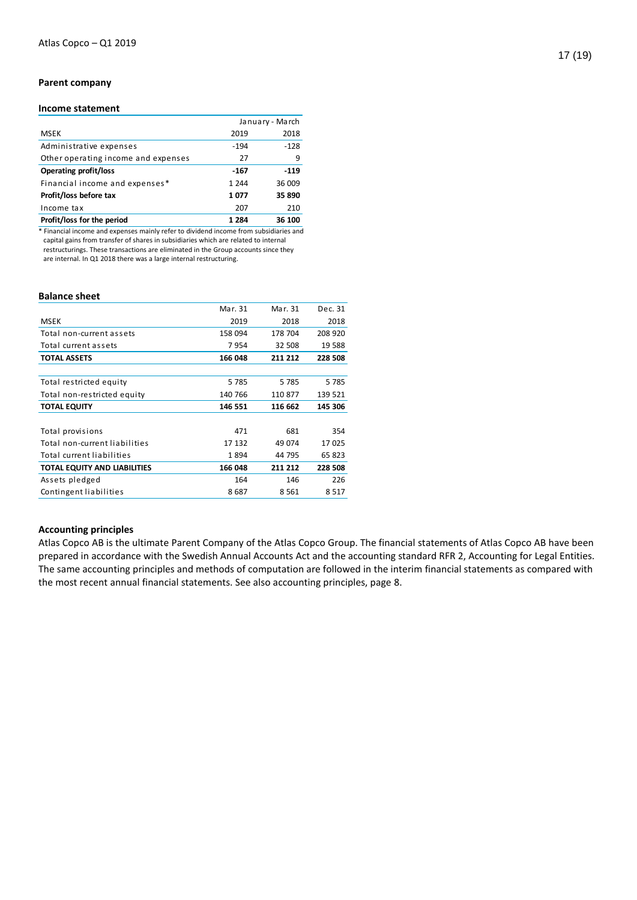## Parent company

### Income statement

| | January - March | |
|---|---|---|
| MSEK | 2019 | 2018 |
| Administrative expenses | -194 | -128 |
| Other operating income and expenses | 27 | 9 |
| **Operating profit/loss** | **-167** | **-119** |
| Financial income and expenses* | 1 244 | 36 009 |
| **Profit/loss before tax** | **1 077** | **35 890** |
| Income tax | 207 | 210 |
| **Profit/loss for the period** | **1 284** | **36 100** |

* Financial income and expenses mainly refer to dividend income from subsidiaries and capital gains from transfer of shares in subsidiaries which are related to internal restructurings. These transactions are eliminated in the Group accounts since they are internal. In Q1 2018 there was a large internal restructuring.

### Balance sheet

| | Mar. 31 | Mar. 31 | Dec. 31 |
|---|---|---|---|
| MSEK | 2019 | 2018 | 2018 |
| Total non-current assets | 158 094 | 178 704 | 208 920 |
| Total current assets | 7 954 | 32 508 | 19 588 |
| **TOTAL ASSETS** | **166 048** | **211 212** | **228 508** |
| | | | |
| Total restricted equity | 5 785 | 5 785 | 5 785 |
| Total non-restricted equity | 140 766 | 110 877 | 139 521 |
| **TOTAL EQUITY** | **146 551** | **116 662** | **145 306** |
| | | | |
| Total provisions | 471 | 681 | 354 |
| Total non-current liabilities | 17 132 | 49 074 | 17 025 |
| Total current liabilities | 1 894 | 44 795 | 65 823 |
| **TOTAL EQUITY AND LIABILITIES** | **166 048** | **211 212** | **228 508** |
| Assets pledged | 164 | 146 | 226 |
| Contingent liabilities | 8 687 | 8 561 | 8 517 |

### Accounting principles

Atlas Copco AB is the ultimate Parent Company of the Atlas Copco Group. The financial statements of Atlas Copco AB have been prepared in accordance with the Swedish Annual Accounts Act and the accounting standard RFR 2, Accounting for Legal Entities. The same accounting principles and methods of computation are followed in the interim financial statements as compared with the most recent annual financial statements. See also accounting principles, page 8.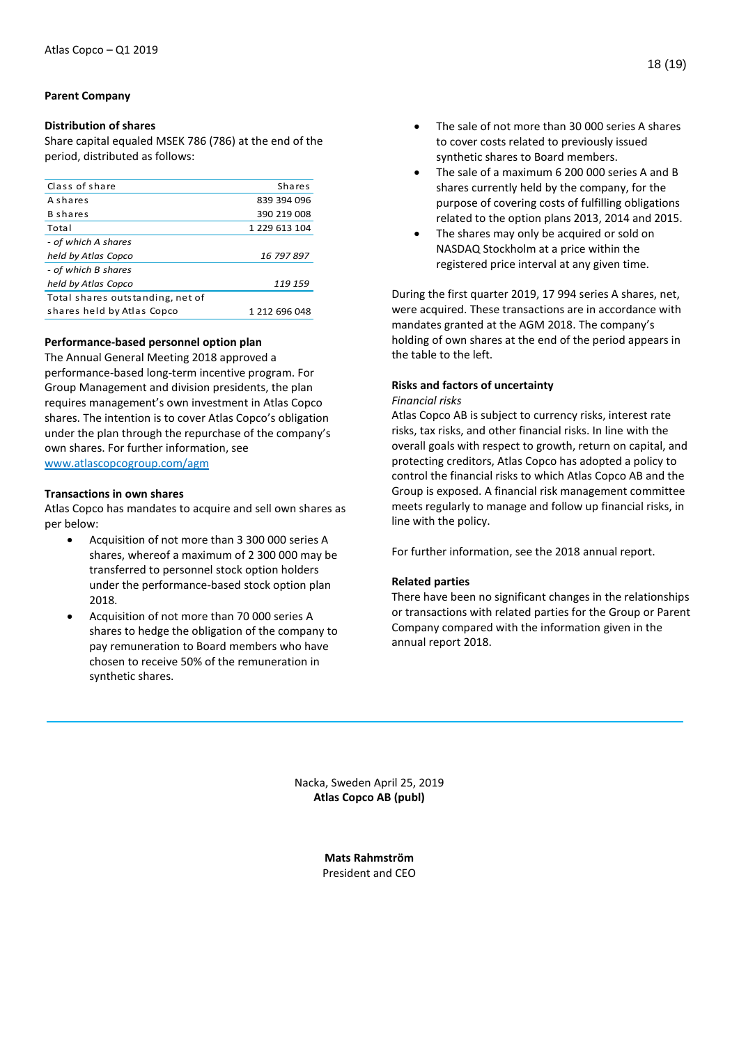## Parent Company

### Distribution of shares

Share capital equaled MSEK 786 (786) at the end of the period, distributed as follows:

| Class of share | Shares |
|---|---|
| A shares | 839 394 096 |
| B shares | 390 219 008 |
| Total | 1 229 613 104 |
| *- of which A shares held by Atlas Copco* | *16 797 897* |
| *- of which B shares held by Atlas Copco* | *119 159* |
| Total shares outstanding, net of shares held by Atlas Copco | 1 212 696 048 |

### Performance-based personnel option plan

The Annual General Meeting 2018 approved a performance-based long-term incentive program. For Group Management and division presidents, the plan requires management's own investment in Atlas Copco shares. The intention is to cover Atlas Copco's obligation under the plan through the repurchase of the company's own shares. For further information, see www.atlascopcogroup.com/agm

### Transactions in own shares

Atlas Copco has mandates to acquire and sell own shares as per below:

- Acquisition of not more than 3 300 000 series A shares, whereof a maximum of 2 300 000 may be transferred to personnel stock option holders under the performance-based stock option plan 2018.
- Acquisition of not more than 70 000 series A shares to hedge the obligation of the company to pay remuneration to Board members who have chosen to receive 50% of the remuneration in synthetic shares.
- The sale of not more than 30 000 series A shares to cover costs related to previously issued synthetic shares to Board members.
- The sale of a maximum 6 200 000 series A and B shares currently held by the company, for the purpose of covering costs of fulfilling obligations related to the option plans 2013, 2014 and 2015.
- The shares may only be acquired or sold on NASDAQ Stockholm at a price within the registered price interval at any given time.

During the first quarter 2019, 17 994 series A shares, net, were acquired. These transactions are in accordance with mandates granted at the AGM 2018. The company's holding of own shares at the end of the period appears in the table to the left.

### Risks and factors of uncertainty

*Financial risks*

Atlas Copco AB is subject to currency risks, interest rate risks, tax risks, and other financial risks. In line with the overall goals with respect to growth, return on capital, and protecting creditors, Atlas Copco has adopted a policy to control the financial risks to which Atlas Copco AB and the Group is exposed. A financial risk management committee meets regularly to manage and follow up financial risks, in line with the policy.

For further information, see the 2018 annual report.

### Related parties

There have been no significant changes in the relationships or transactions with related parties for the Group or Parent Company compared with the information given in the annual report 2018.

Nacka, Sweden April 25, 2019

**Atlas Copco AB (publ)**

**Mats Rahmström**

President and CEO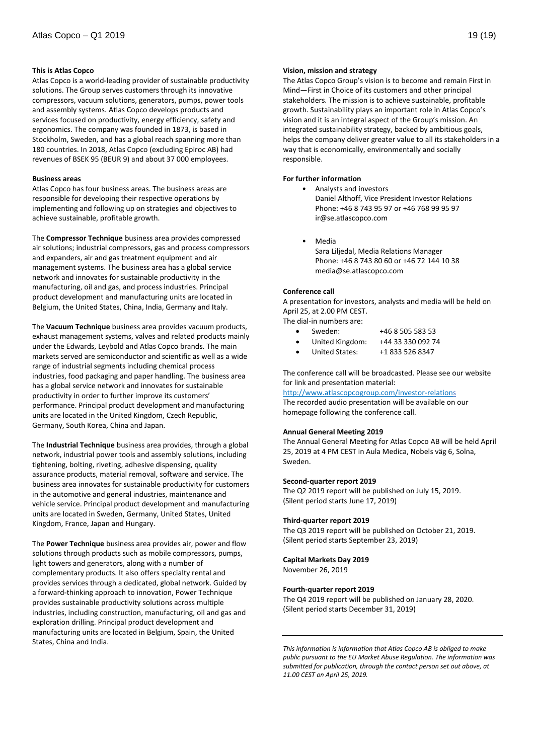## This is Atlas Copco

Atlas Copco is a world-leading provider of sustainable productivity solutions. The Group serves customers through its innovative compressors, vacuum solutions, generators, pumps, power tools and assembly systems. Atlas Copco develops products and services focused on productivity, energy efficiency, safety and ergonomics. The company was founded in 1873, is based in Stockholm, Sweden, and has a global reach spanning more than 180 countries. In 2018, Atlas Copco (excluding Epiroc AB) had revenues of BSEK 95 (BEUR 9) and about 37 000 employees.

## Business areas

Atlas Copco has four business areas. The business areas are responsible for developing their respective operations by implementing and following up on strategies and objectives to achieve sustainable, profitable growth.

The **Compressor Technique** business area provides compressed air solutions; industrial compressors, gas and process compressors and expanders, air and gas treatment equipment and air management systems. The business area has a global service network and innovates for sustainable productivity in the manufacturing, oil and gas, and process industries. Principal product development and manufacturing units are located in Belgium, the United States, China, India, Germany and Italy.

The **Vacuum Technique** business area provides vacuum products, exhaust management systems, valves and related products mainly under the Edwards, Leybold and Atlas Copco brands. The main markets served are semiconductor and scientific as well as a wide range of industrial segments including chemical process industries, food packaging and paper handling. The business area has a global service network and innovates for sustainable productivity in order to further improve its customers' performance. Principal product development and manufacturing units are located in the United Kingdom, Czech Republic, Germany, South Korea, China and Japan.

The **Industrial Technique** business area provides, through a global network, industrial power tools and assembly solutions, including tightening, bolting, riveting, adhesive dispensing, quality assurance products, material removal, software and service. The business area innovates for sustainable productivity for customers in the automotive and general industries, maintenance and vehicle service. Principal product development and manufacturing units are located in Sweden, Germany, United States, United Kingdom, France, Japan and Hungary.

The **Power Technique** business area provides air, power and flow solutions through products such as mobile compressors, pumps, light towers and generators, along with a number of complementary products. It also offers specialty rental and provides services through a dedicated, global network. Guided by a forward-thinking approach to innovation, Power Technique provides sustainable productivity solutions across multiple industries, including construction, manufacturing, oil and gas and exploration drilling. Principal product development and manufacturing units are located in Belgium, Spain, the United States, China and India.

## Vision, mission and strategy

The Atlas Copco Group's vision is to become and remain First in Mind—First in Choice of its customers and other principal stakeholders. The mission is to achieve sustainable, profitable growth. Sustainability plays an important role in Atlas Copco's vision and it is an integral aspect of the Group's mission. An integrated sustainability strategy, backed by ambitious goals, helps the company deliver greater value to all its stakeholders in a way that is economically, environmentally and socially responsible.

## For further information

- Analysts and investors
  Daniel Althoff, Vice President Investor Relations
  Phone: +46 8 743 95 97 or +46 768 99 95 97
  ir@se.atlascopco.com

- Media
  Sara Liljedal, Media Relations Manager
  Phone: +46 8 743 80 60 or +46 72 144 10 38
  media@se.atlascopco.com

## Conference call

A presentation for investors, analysts and media will be held on April 25, at 2.00 PM CEST.

The dial-in numbers are:

- Sweden: +46 8 505 583 53
- United Kingdom: +44 33 330 092 74
- United States: +1 833 526 8347

The conference call will be broadcasted. Please see our website for link and presentation material:
http://www.atlascopcogroup.com/investor-relations
The recorded audio presentation will be available on our homepage following the conference call.

## Annual General Meeting 2019

The Annual General Meeting for Atlas Copco AB will be held April 25, 2019 at 4 PM CEST in Aula Medica, Nobels väg 6, Solna, Sweden.

## Second-quarter report 2019

The Q2 2019 report will be published on July 15, 2019.
(Silent period starts June 17, 2019)

## Third-quarter report 2019

The Q3 2019 report will be published on October 21, 2019.
(Silent period starts September 23, 2019)

## Capital Markets Day 2019

November 26, 2019

## Fourth-quarter report 2019

The Q4 2019 report will be published on January 28, 2020.
(Silent period starts December 31, 2019)

---

*This information is information that Atlas Copco AB is obliged to make public pursuant to the EU Market Abuse Regulation. The information was submitted for publication, through the contact person set out above, at 11.00 CEST on April 25, 2019.*